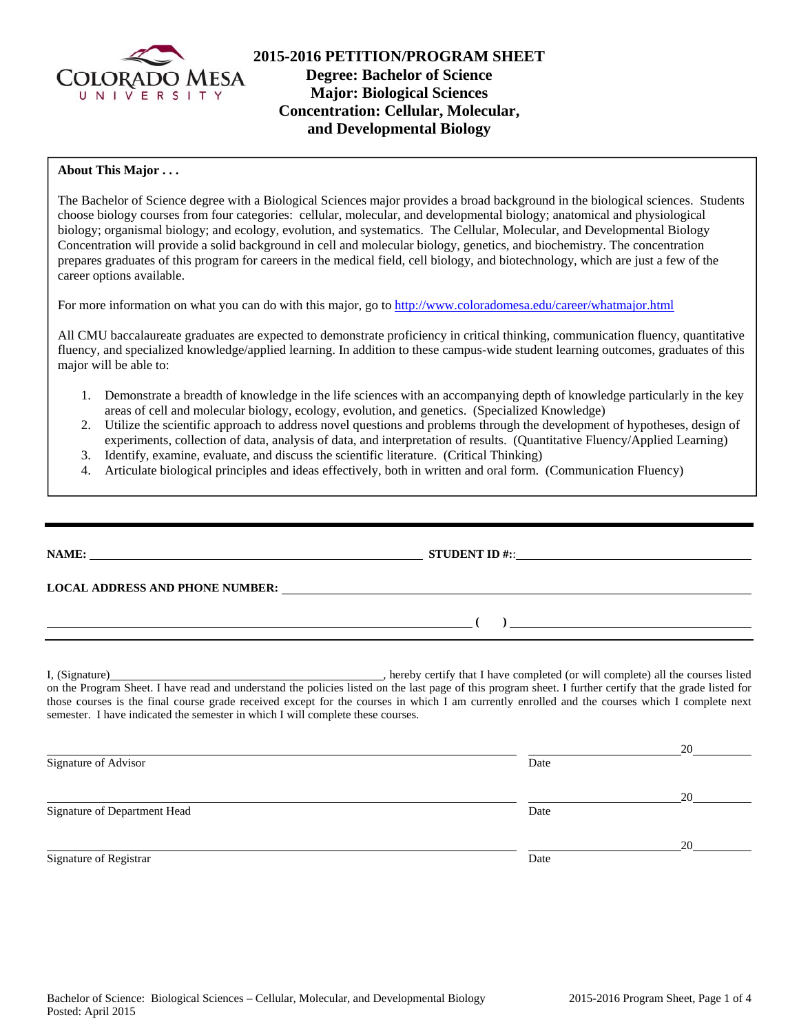# 2015-2016 PETITION/PROGRAM SHEET

## Degree: Bachelor of Science
## Major: Biological Sciences
## Concentration: Cellular, Molecular, and Developmental Biology

**About This Major . . .**

The Bachelor of Science degree with a Biological Sciences major provides a broad background in the biological sciences. Students choose biology courses from four categories: cellular, molecular, and developmental biology; anatomical and physiological biology; organismal biology; and ecology, evolution, and systematics. The Cellular, Molecular, and Developmental Biology Concentration will provide a solid background in cell and molecular biology, genetics, and biochemistry. The concentration prepares graduates of this program for careers in the medical field, cell biology, and biotechnology, which are just a few of the career options available.

For more information on what you can do with this major, go to http://www.coloradomesa.edu/career/whatmajor.html

All CMU baccalaureate graduates are expected to demonstrate proficiency in critical thinking, communication fluency, quantitative fluency, and specialized knowledge/applied learning. In addition to these campus-wide student learning outcomes, graduates of this major will be able to:

1. Demonstrate a breadth of knowledge in the life sciences with an accompanying depth of knowledge particularly in the key areas of cell and molecular biology, ecology, evolution, and genetics. (Specialized Knowledge)
2. Utilize the scientific approach to address novel questions and problems through the development of hypotheses, design of experiments, collection of data, analysis of data, and interpretation of results. (Quantitative Fluency/Applied Learning)
3. Identify, examine, evaluate, and discuss the scientific literature. (Critical Thinking)
4. Articulate biological principles and ideas effectively, both in written and oral form. (Communication Fluency)

---

**NAME:** ______________________________ **STUDENT ID #::** ______________________________

**LOCAL ADDRESS AND PHONE NUMBER:** ______________________________

______________________________ **( )** ______________________________

I, (Signature)______________________________, hereby certify that I have completed (or will complete) all the courses listed on the Program Sheet. I have read and understand the policies listed on the last page of this program sheet. I further certify that the grade listed for those courses is the final course grade received except for the courses in which I am currently enrolled and the courses which I complete next semester. I have indicated the semester in which I will complete these courses.

______________________________ ______________ 20______
Signature of Advisor Date

______________________________ ______________ 20______
Signature of Department Head Date

______________________________ ______________ 20______
Signature of Registrar Date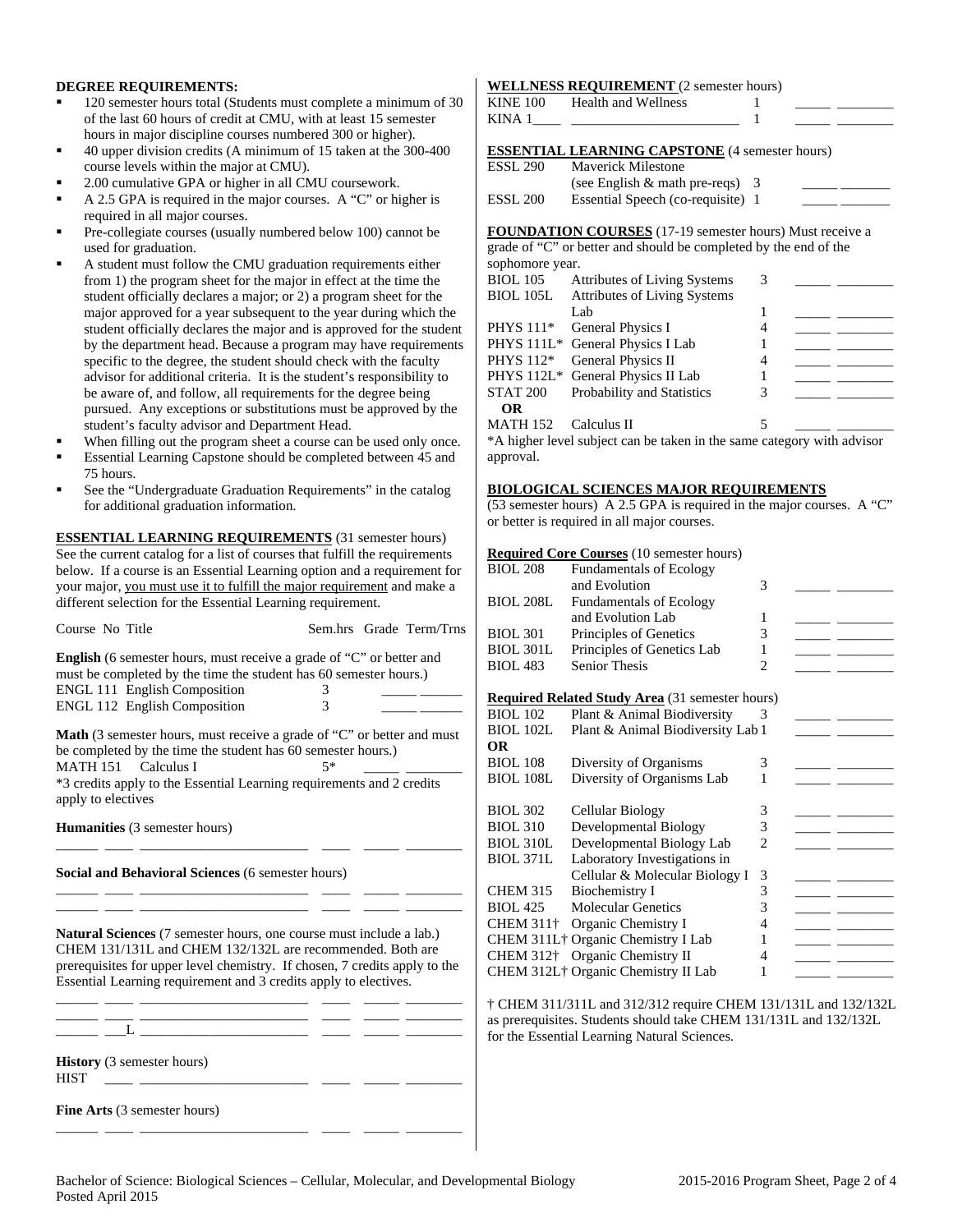## DEGREE REQUIREMENTS:

- 120 semester hours total (Students must complete a minimum of 30 of the last 60 hours of credit at CMU, with at least 15 semester hours in major discipline courses numbered 300 or higher).
- 40 upper division credits (A minimum of 15 taken at the 300-400 course levels within the major at CMU).
- 2.00 cumulative GPA or higher in all CMU coursework.
- A 2.5 GPA is required in the major courses. A "C" or higher is required in all major courses.
- Pre-collegiate courses (usually numbered below 100) cannot be used for graduation.
- A student must follow the CMU graduation requirements either from 1) the program sheet for the major in effect at the time the student officially declares a major; or 2) a program sheet for the major approved for a year subsequent to the year during which the student officially declares the major and is approved for the student by the department head. Because a program may have requirements specific to the degree, the student should check with the faculty advisor for additional criteria. It is the student's responsibility to be aware of, and follow, all requirements for the degree being pursued. Any exceptions or substitutions must be approved by the student's faculty advisor and Department Head.
- When filling out the program sheet a course can be used only once.
- Essential Learning Capstone should be completed between 45 and 75 hours.
- See the "Undergraduate Graduation Requirements" in the catalog for additional graduation information.

**ESSENTIAL LEARNING REQUIREMENTS** (31 semester hours) See the current catalog for a list of courses that fulfill the requirements below. If a course is an Essential Learning option and a requirement for your major, you must use it to fulfill the major requirement and make a different selection for the Essential Learning requirement.

| Course No | Title | Sem.hrs | Grade | Term/Trns |
|---|---|---|---|---|

**English** (6 semester hours, must receive a grade of "C" or better and must be completed by the time the student has 60 semester hours.)

| Course No | Title | Sem.hrs | Grade | Term/Trns |
|---|---|---|---|---|
| ENGL 111 | English Composition | 3 | _____ | _____ |
| ENGL 112 | English Composition | 3 | _____ | _____ |

**Math** (3 semester hours, must receive a grade of "C" or better and must be completed by the time the student has 60 semester hours.)

| Course No | Title | Sem.hrs | Grade | Term/Trns |
|---|---|---|---|---|
| MATH 151 | Calculus I | 5* | _____ | _____ |

*3 credits apply to the Essential Learning requirements and 2 credits apply to electives

**Humanities** (3 semester hours)

______ ____ ______________________ ____ _____ ________

**Social and Behavioral Sciences** (6 semester hours)

______ ____ ______________________ ____ _____ ________
______ ____ ______________________ ____ _____ ________

**Natural Sciences** (7 semester hours, one course must include a lab.) CHEM 131/131L and CHEM 132/132L are recommended. Both are prerequisites for upper level chemistry. If chosen, 7 credits apply to the Essential Learning requirement and 3 credits apply to electives.

______ ____ ______________________ ____ _____ ________
______ ____ ______________________ ____ _____ ________
______ ___L ______________________ ____ _____ ________

**History** (3 semester hours)

HIST ____ ______________________ ____ _____ ________

**Fine Arts** (3 semester hours)

______ ____ ______________________ ____ _____ ________

**WELLNESS REQUIREMENT** (2 semester hours)

| Course No | Title | Sem.hrs | Grade | Term/Trns |
|---|---|---|---|---|
| KINE 100 | Health and Wellness | 1 | _____ | ________ |
| KINA 1____ | ______________________ | 1 | _____ | ________ |

**ESSENTIAL LEARNING CAPSTONE** (4 semester hours)

| Course No | Title | Sem.hrs | Grade | Term/Trns |
|---|---|---|---|---|
| ESSL 290 | Maverick Milestone (see English & math pre-reqs) | 3 | _____ | _______ |
| ESSL 200 | Essential Speech (co-requisite) | 1 | _____ | _______ |

**FOUNDATION COURSES** (17-19 semester hours) Must receive a grade of "C" or better and should be completed by the end of the sophomore year.

| Course No | Title | Sem.hrs | Grade | Term/Trns |
|---|---|---|---|---|
| BIOL 105 | Attributes of Living Systems | 3 | _____ | ________ |
| BIOL 105L | Attributes of Living Systems Lab | 1 | _____ | ________ |
| PHYS 111* | General Physics I | 4 | _____ | ________ |
| PHYS 111L* | General Physics I Lab | 1 | _____ | ________ |
| PHYS 112* | General Physics II | 4 | _____ | ________ |
| PHYS 112L* | General Physics II Lab | 1 | _____ | ________ |
| STAT 200 | Probability and Statistics | 3 | _____ | ________ |
| **OR** | | | | |
| MATH 152 | Calculus II | 5 | _____ | ________ |

*A higher level subject can be taken in the same category with advisor approval.

**BIOLOGICAL SCIENCES MAJOR REQUIREMENTS**

(53 semester hours) A 2.5 GPA is required in the major courses. A "C" or better is required in all major courses.

**Required Core Courses** (10 semester hours)

| Course No | Title | Sem.hrs | Grade | Term/Trns |
|---|---|---|---|---|
| BIOL 208 | Fundamentals of Ecology and Evolution | 3 | _____ | ________ |
| BIOL 208L | Fundamentals of Ecology and Evolution Lab | 1 | _____ | ________ |
| BIOL 301 | Principles of Genetics | 3 | _____ | ________ |
| BIOL 301L | Principles of Genetics Lab | 1 | _____ | ________ |
| BIOL 483 | Senior Thesis | 2 | _____ | ________ |

**Required Related Study Area** (31 semester hours)

| Course No | Title | Sem.hrs | Grade | Term/Trns |
|---|---|---|---|---|
| BIOL 102 | Plant & Animal Biodiversity | 3 | _____ | ________ |
| BIOL 102L | Plant & Animal Biodiversity Lab | 1 | _____ | ________ |
| **OR** | | | | |
| BIOL 108 | Diversity of Organisms | 3 | _____ | ________ |
| BIOL 108L | Diversity of Organisms Lab | 1 | _____ | ________ |
| BIOL 302 | Cellular Biology | 3 | _____ | ________ |
| BIOL 310 | Developmental Biology | 3 | _____ | ________ |
| BIOL 310L | Developmental Biology Lab | 2 | _____ | ________ |
| BIOL 371L | Laboratory Investigations in Cellular & Molecular Biology I | 3 | _____ | ________ |
| CHEM 315 | Biochemistry I | 3 | _____ | ________ |
| BIOL 425 | Molecular Genetics | 3 | _____ | ________ |
| CHEM 311† | Organic Chemistry I | 4 | _____ | ________ |
| CHEM 311L† | Organic Chemistry I Lab | 1 | _____ | ________ |
| CHEM 312† | Organic Chemistry II | 4 | _____ | ________ |
| CHEM 312L† | Organic Chemistry II Lab | 1 | _____ | ________ |

† CHEM 311/311L and 312/312 require CHEM 131/131L and 132/132L as prerequisites. Students should take CHEM 131/131L and 132/132L for the Essential Learning Natural Sciences.

Bachelor of Science: Biological Sciences – Cellular, Molecular, and Developmental Biology
Posted April 2015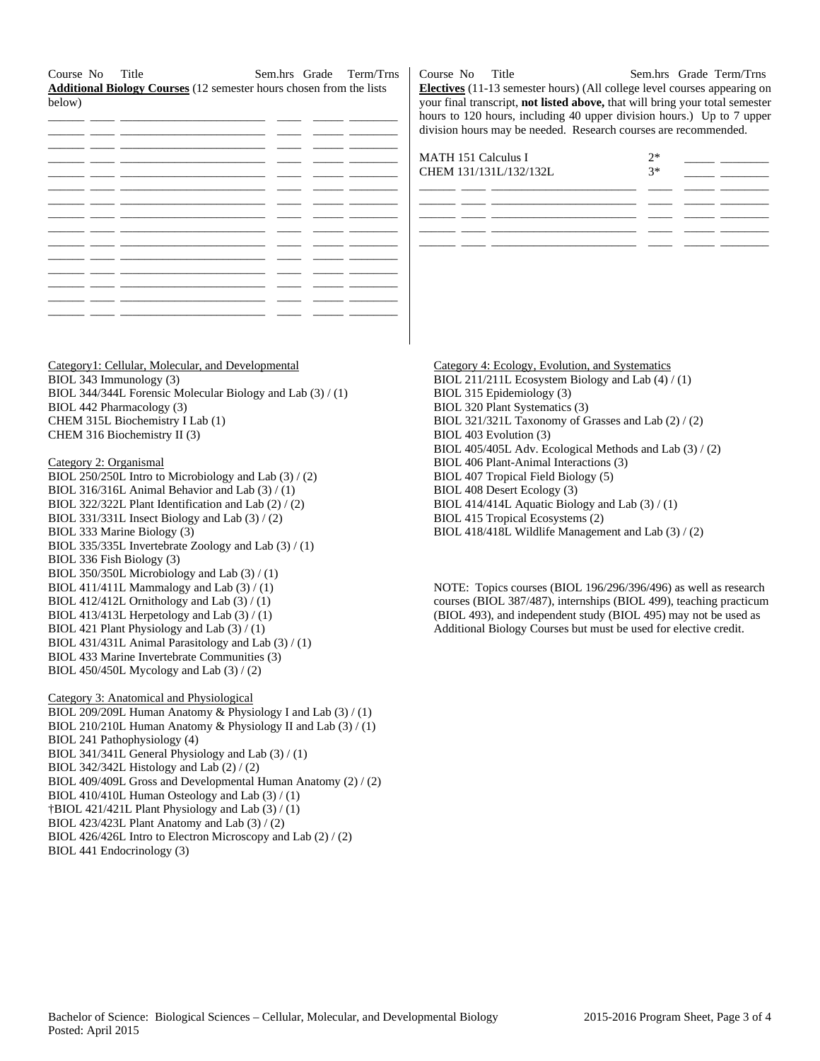| Course No | Title | Sem.hrs | Grade | Term/Trns |
|---|---|---|---|---|

**Additional Biology Courses** (12 semester hours chosen from the lists below)

| Course No | Title | Sem.hrs | Grade | Term/Trns |
|---|---|---|---|---|
| | | | | |
| | | | | |
| | | | | |
| | | | | |
| | | | | |
| | | | | |
| | | | | |
| | | | | |
| | | | | |
| | | | | |
| | | | | |
| | | | | |
| | | | | |
| | | | | |

**Electives** (11-13 semester hours) (All college level courses appearing on your final transcript, **not listed above,** that will bring your total semester hours to 120 hours, including 40 upper division hours.) Up to 7 upper division hours may be needed. Research courses are recommended.

| Course No | Title | Sem.hrs | Grade | Term/Trns |
|---|---|---|---|---|
| MATH 151 | Calculus I | 2* | | |
| CHEM 131/131L/132/132L | | 3* | | |
| | | | | |
| | | | | |
| | | | | |
| | | | | |
| | | | | |

Category1: Cellular, Molecular, and Developmental
BIOL 343 Immunology (3)
BIOL 344/344L Forensic Molecular Biology and Lab (3) / (1)
BIOL 442 Pharmacology (3)
CHEM 315L Biochemistry I Lab (1)
CHEM 316 Biochemistry II (3)

Category 2: Organismal
BIOL 250/250L Intro to Microbiology and Lab (3) / (2)
BIOL 316/316L Animal Behavior and Lab (3) / (1)
BIOL 322/322L Plant Identification and Lab (2) / (2)
BIOL 331/331L Insect Biology and Lab (3) / (2)
BIOL 333 Marine Biology (3)
BIOL 335/335L Invertebrate Zoology and Lab (3) / (1)
BIOL 336 Fish Biology (3)
BIOL 350/350L Microbiology and Lab (3) / (1)
BIOL 411/411L Mammalogy and Lab (3) / (1)
BIOL 412/412L Ornithology and Lab (3) / (1)
BIOL 413/413L Herpetology and Lab (3) / (1)
BIOL 421 Plant Physiology and Lab (3) / (1)
BIOL 431/431L Animal Parasitology and Lab (3) / (1)
BIOL 433 Marine Invertebrate Communities (3)
BIOL 450/450L Mycology and Lab (3) / (2)

Category 3: Anatomical and Physiological
BIOL 209/209L Human Anatomy & Physiology I and Lab (3) / (1)
BIOL 210/210L Human Anatomy & Physiology II and Lab (3) / (1)
BIOL 241 Pathophysiology (4)
BIOL 341/341L General Physiology and Lab (3) / (1)
BIOL 342/342L Histology and Lab (2) / (2)
BIOL 409/409L Gross and Developmental Human Anatomy (2) / (2)
BIOL 410/410L Human Osteology and Lab (3) / (1)
†BIOL 421/421L Plant Physiology and Lab (3) / (1)
BIOL 423/423L Plant Anatomy and Lab (3) / (2)
BIOL 426/426L Intro to Electron Microscopy and Lab (2) / (2)
BIOL 441 Endocrinology (3)

Category 4: Ecology, Evolution, and Systematics
BIOL 211/211L Ecosystem Biology and Lab (4) / (1)
BIOL 315 Epidemiology (3)
BIOL 320 Plant Systematics (3)
BIOL 321/321L Taxonomy of Grasses and Lab (2) / (2)
BIOL 403 Evolution (3)
BIOL 405/405L Adv. Ecological Methods and Lab (3) / (2)
BIOL 406 Plant-Animal Interactions (3)
BIOL 407 Tropical Field Biology (5)
BIOL 408 Desert Ecology (3)
BIOL 414/414L Aquatic Biology and Lab (3) / (1)
BIOL 415 Tropical Ecosystems (2)
BIOL 418/418L Wildlife Management and Lab (3) / (2)

NOTE: Topics courses (BIOL 196/296/396/496) as well as research courses (BIOL 387/487), internships (BIOL 499), teaching practicum (BIOL 493), and independent study (BIOL 495) may not be used as Additional Biology Courses but must be used for elective credit.

Bachelor of Science: Biological Sciences – Cellular, Molecular, and Developmental Biology
Posted: April 2015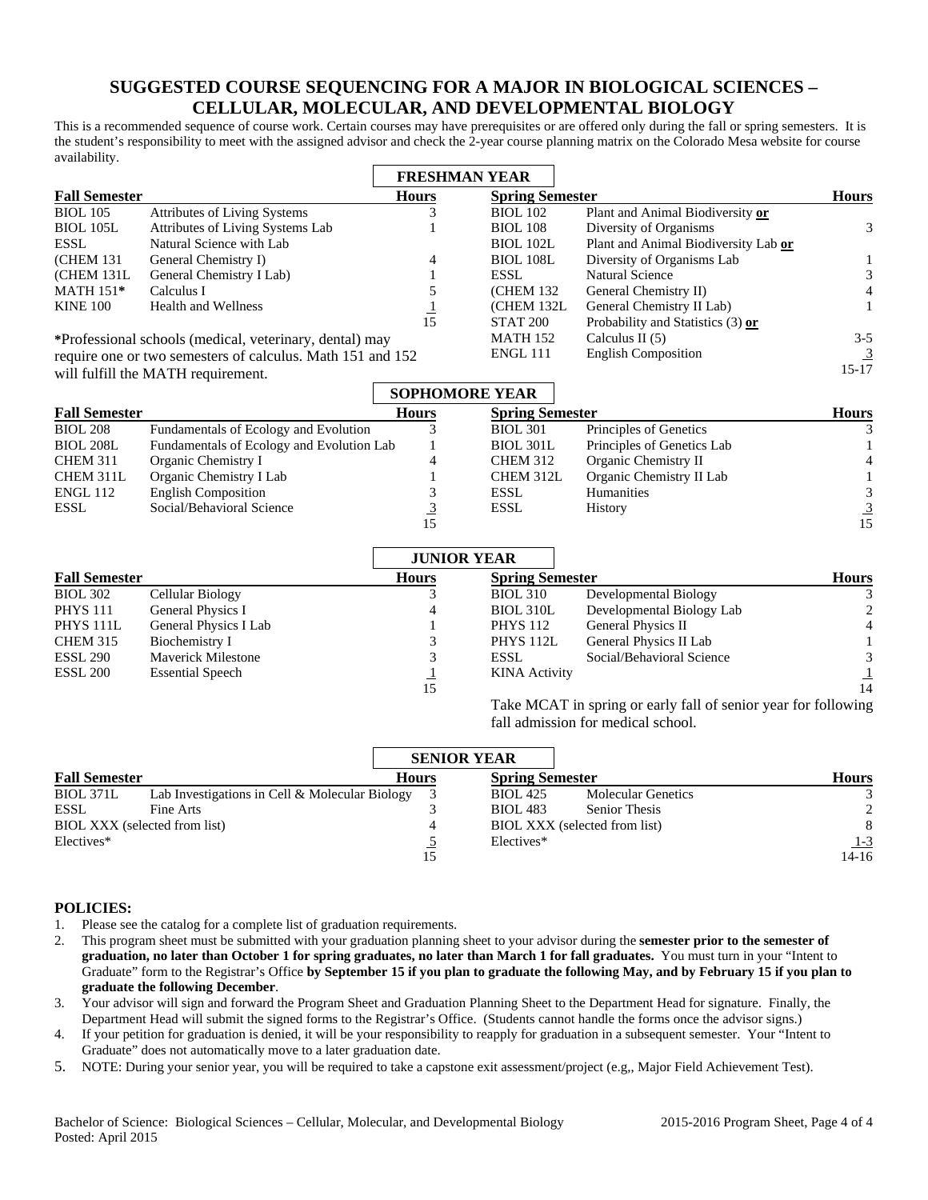# SUGGESTED COURSE SEQUENCING FOR A MAJOR IN BIOLOGICAL SCIENCES – CELLULAR, MOLECULAR, AND DEVELOPMENTAL BIOLOGY

This is a recommended sequence of course work. Certain courses may have prerequisites or are offered only during the fall or spring semesters. It is the student's responsibility to meet with the assigned advisor and check the 2-year course planning matrix on the Colorado Mesa website for course availability.

## FRESHMAN YEAR

| Fall Semester | | Hours | Spring Semester | | Hours |
|---|---|---|---|---|---|
| BIOL 105 | Attributes of Living Systems | 3 | BIOL 102 | Plant and Animal Biodiversity **or** | |
| BIOL 105L | Attributes of Living Systems Lab | 1 | BIOL 108 | Diversity of Organisms | 3 |
| ESSL | Natural Science with Lab | | BIOL 102L | Plant and Animal Biodiversity Lab **or** | |
| (CHEM 131 | General Chemistry I) | 4 | BIOL 108L | Diversity of Organisms Lab | 1 |
| (CHEM 131L | General Chemistry I Lab) | 1 | ESSL | Natural Science | 3 |
| MATH 151* | Calculus I | 5 | (CHEM 132 | General Chemistry II) | 4 |
| KINE 100 | Health and Wellness | 1 | (CHEM 132L | General Chemistry II Lab) | 1 |
| | | 15 | STAT 200 | Probability and Statistics (3) **or** | |
| | | | MATH 152 | Calculus II (5) | 3-5 |
| | | | ENGL 111 | English Composition | 3 |
| | | | | | 15-17 |

*Professional schools (medical, veterinary, dental) may require one or two semesters of calculus. Math 151 and 152 will fulfill the MATH requirement.

## SOPHOMORE YEAR

| Fall Semester | | Hours | Spring Semester | | Hours |
|---|---|---|---|---|---|
| BIOL 208 | Fundamentals of Ecology and Evolution | 3 | BIOL 301 | Principles of Genetics | 3 |
| BIOL 208L | Fundamentals of Ecology and Evolution Lab | 1 | BIOL 301L | Principles of Genetics Lab | 1 |
| CHEM 311 | Organic Chemistry I | 4 | CHEM 312 | Organic Chemistry II | 4 |
| CHEM 311L | Organic Chemistry I Lab | 1 | CHEM 312L | Organic Chemistry II Lab | 1 |
| ENGL 112 | English Composition | 3 | ESSL | Humanities | 3 |
| ESSL | Social/Behavioral Science | 3 | ESSL | History | 3 |
| | | 15 | | | 15 |

## JUNIOR YEAR

| Fall Semester | | Hours | Spring Semester | | Hours |
|---|---|---|---|---|---|
| BIOL 302 | Cellular Biology | 3 | BIOL 310 | Developmental Biology | 3 |
| PHYS 111 | General Physics I | 4 | BIOL 310L | Developmental Biology Lab | 2 |
| PHYS 111L | General Physics I Lab | 1 | PHYS 112 | General Physics II | 4 |
| CHEM 315 | Biochemistry I | 3 | PHYS 112L | General Physics II Lab | 1 |
| ESSL 290 | Maverick Milestone | 3 | ESSL | Social/Behavioral Science | 3 |
| ESSL 200 | Essential Speech | 1 | KINA Activity | | 1 |
| | | 15 | | | 14 |

Take MCAT in spring or early fall of senior year for following fall admission for medical school.

## SENIOR YEAR

| Fall Semester | | Hours | Spring Semester | | Hours |
|---|---|---|---|---|---|
| BIOL 371L | Lab Investigations in Cell & Molecular Biology | 3 | BIOL 425 | Molecular Genetics | 3 |
| ESSL | Fine Arts | 3 | BIOL 483 | Senior Thesis | 2 |
| BIOL XXX (selected from list) | | 4 | BIOL XXX (selected from list) | | 8 |
| Electives* | | 5 | Electives* | | 1-3 |
| | | 15 | | | 14-16 |

## POLICIES:

1. Please see the catalog for a complete list of graduation requirements.
2. This program sheet must be submitted with your graduation planning sheet to your advisor during the **semester prior to the semester of graduation, no later than October 1 for spring graduates, no later than March 1 for fall graduates.** You must turn in your "Intent to Graduate" form to the Registrar's Office **by September 15 if you plan to graduate the following May, and by February 15 if you plan to graduate the following December**.
3. Your advisor will sign and forward the Program Sheet and Graduation Planning Sheet to the Department Head for signature. Finally, the Department Head will submit the signed forms to the Registrar's Office. (Students cannot handle the forms once the advisor signs.)
4. If your petition for graduation is denied, it will be your responsibility to reapply for graduation in a subsequent semester. Your "Intent to Graduate" does not automatically move to a later graduation date.
5. NOTE: During your senior year, you will be required to take a capstone exit assessment/project (e.g,, Major Field Achievement Test).

Bachelor of Science: Biological Sciences – Cellular, Molecular, and Developmental Biology
Posted: April 2015